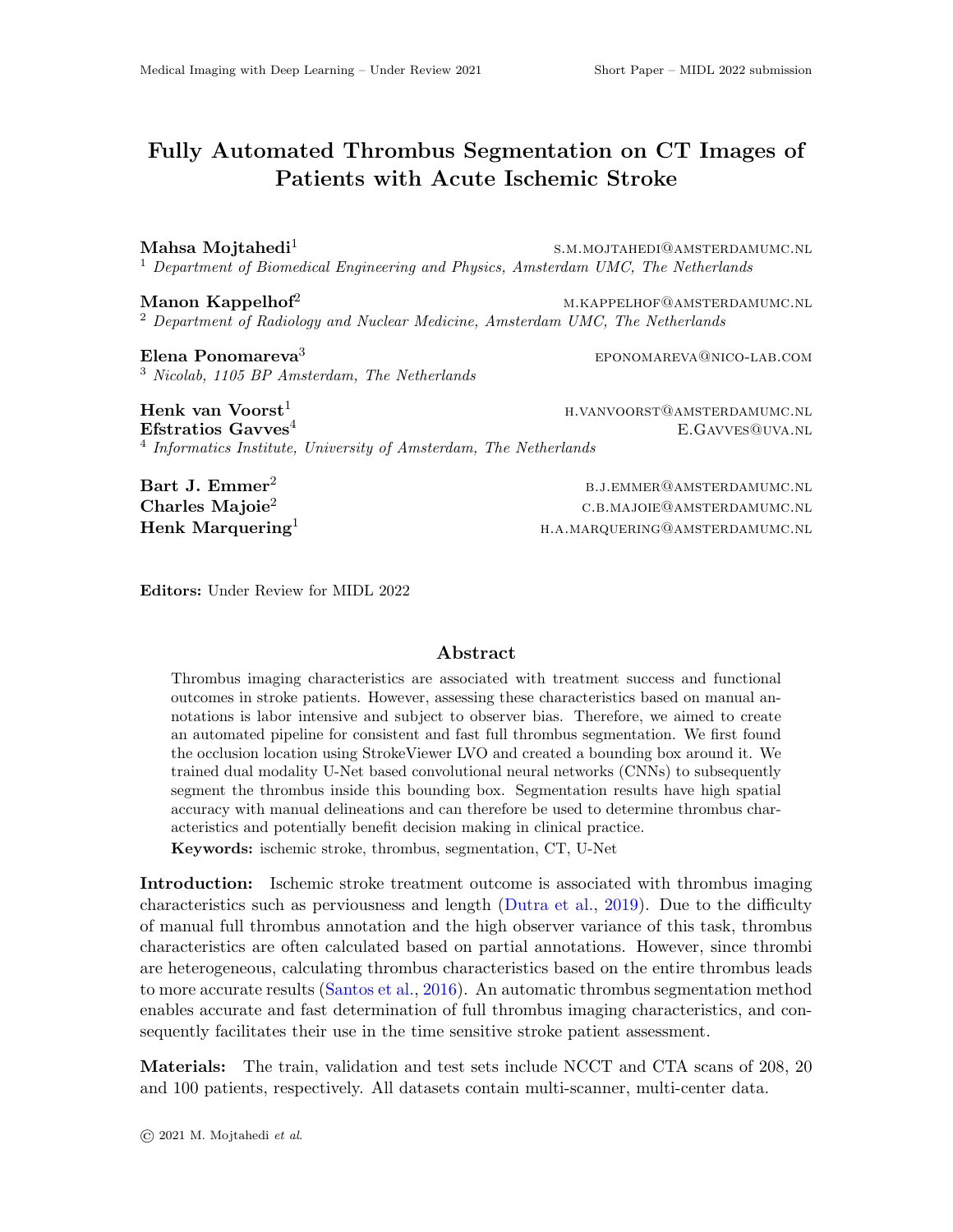# Fully Automated Thrombus Segmentation on CT Images of Patients with Acute Ischemic Stroke

**Mahsa Mojtahedi**[1] S.M.MOJTAHEDI@AMSTERDAMUMC.NL
[1] *Department of Biomedical Engineering and Physics, Amsterdam UMC, The Netherlands*

**Manon Kappelhof**[2] M.KAPPELHOF@AMSTERDAMUMC.NL
[2] *Department of Radiology and Nuclear Medicine, Amsterdam UMC, The Netherlands*

**Elena Ponomareva**[3] EPONOMAREVA@NICO-LAB.COM
[3] *Nicolab, 1105 BP Amsterdam, The Netherlands*

**Henk van Voorst**[1] H.VANVOORST@AMSTERDAMUMC.NL
**Efstratios Gavves**[4] E.GAVVES@UVA.NL
[4] *Informatics Institute, University of Amsterdam, The Netherlands*

**Bart J. Emmer**[2] B.J.EMMER@AMSTERDAMUMC.NL
**Charles Majoie**[2] C.B.MAJOIE@AMSTERDAMUMC.NL
**Henk Marquering**[1] H.A.MARQUERING@AMSTERDAMUMC.NL

**Editors:** Under Review for MIDL 2022

## Abstract

Thrombus imaging characteristics are associated with treatment success and functional outcomes in stroke patients. However, assessing these characteristics based on manual annotations is labor intensive and subject to observer bias. Therefore, we aimed to create an automated pipeline for consistent and fast full thrombus segmentation. We first found the occlusion location using StrokeViewer LVO and created a bounding box around it. We trained dual modality U-Net based convolutional neural networks (CNNs) to subsequently segment the thrombus inside this bounding box. Segmentation results have high spatial accuracy with manual delineations and can therefore be used to determine thrombus characteristics and potentially benefit decision making in clinical practice.

**Keywords:** ischemic stroke, thrombus, segmentation, CT, U-Net

**Introduction:** Ischemic stroke treatment outcome is associated with thrombus imaging characteristics such as perviousness and length (Dutra et al., 2019). Due to the difficulty of manual full thrombus annotation and the high observer variance of this task, thrombus characteristics are often calculated based on partial annotations. However, since thrombi are heterogeneous, calculating thrombus characteristics based on the entire thrombus leads to more accurate results (Santos et al., 2016). An automatic thrombus segmentation method enables accurate and fast determination of full thrombus imaging characteristics, and consequently facilitates their use in the time sensitive stroke patient assessment.

**Materials:** The train, validation and test sets include NCCT and CTA scans of 208, 20 and 100 patients, respectively. All datasets contain multi-scanner, multi-center data.

© 2021 M. Mojtahedi *et al.*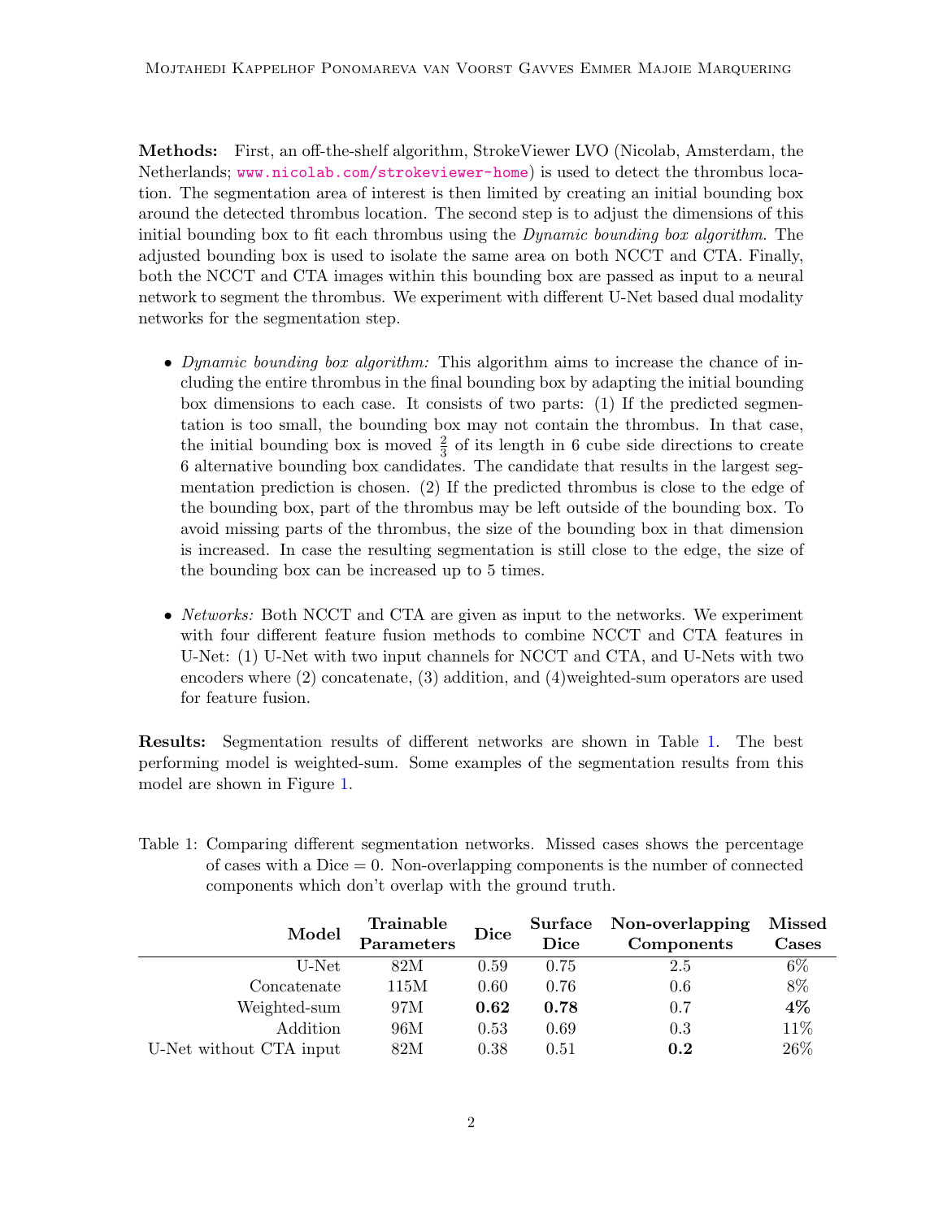**Methods:** First, an off-the-shelf algorithm, StrokeViewer LVO (Nicolab, Amsterdam, the Netherlands; www.nicolab.com/strokeviewer-home) is used to detect the thrombus location. The segmentation area of interest is then limited by creating an initial bounding box around the detected thrombus location. The second step is to adjust the dimensions of this initial bounding box to fit each thrombus using the *Dynamic bounding box algorithm*. The adjusted bounding box is used to isolate the same area on both NCCT and CTA. Finally, both the NCCT and CTA images within this bounding box are passed as input to a neural network to segment the thrombus. We experiment with different U-Net based dual modality networks for the segmentation step.

- *Dynamic bounding box algorithm:* This algorithm aims to increase the chance of including the entire thrombus in the final bounding box by adapting the initial bounding box dimensions to each case. It consists of two parts: (1) If the predicted segmentation is too small, the bounding box may not contain the thrombus. In that case, the initial bounding box is moved $\frac{2}{3}$ of its length in 6 cube side directions to create 6 alternative bounding box candidates. The candidate that results in the largest segmentation prediction is chosen. (2) If the predicted thrombus is close to the edge of the bounding box, part of the thrombus may be left outside of the bounding box. To avoid missing parts of the thrombus, the size of the bounding box in that dimension is increased. In case the resulting segmentation is still close to the edge, the size of the bounding box can be increased up to 5 times.

- *Networks:* Both NCCT and CTA are given as input to the networks. We experiment with four different feature fusion methods to combine NCCT and CTA features in U-Net: (1) U-Net with two input channels for NCCT and CTA, and U-Nets with two encoders where (2) concatenate, (3) addition, and (4)weighted-sum operators are used for feature fusion.

**Results:** Segmentation results of different networks are shown in Table 1. The best performing model is weighted-sum. Some examples of the segmentation results from this model are shown in Figure 1.

Table 1: Comparing different segmentation networks. Missed cases shows the percentage of cases with a Dice = 0. Non-overlapping components is the number of connected components which don't overlap with the ground truth.

| Model | Trainable Parameters | Dice | Surface Dice | Non-overlapping Components | Missed Cases |
|---|---|---|---|---|---|
| U-Net | 82M | 0.59 | 0.75 | 2.5 | 6% |
| Concatenate | 115M | 0.60 | 0.76 | 0.6 | 8% |
| Weighted-sum | 97M | **0.62** | **0.78** | 0.7 | **4%** |
| Addition | 96M | 0.53 | 0.69 | 0.3 | 11% |
| U-Net without CTA input | 82M | 0.38 | 0.51 | **0.2** | 26% |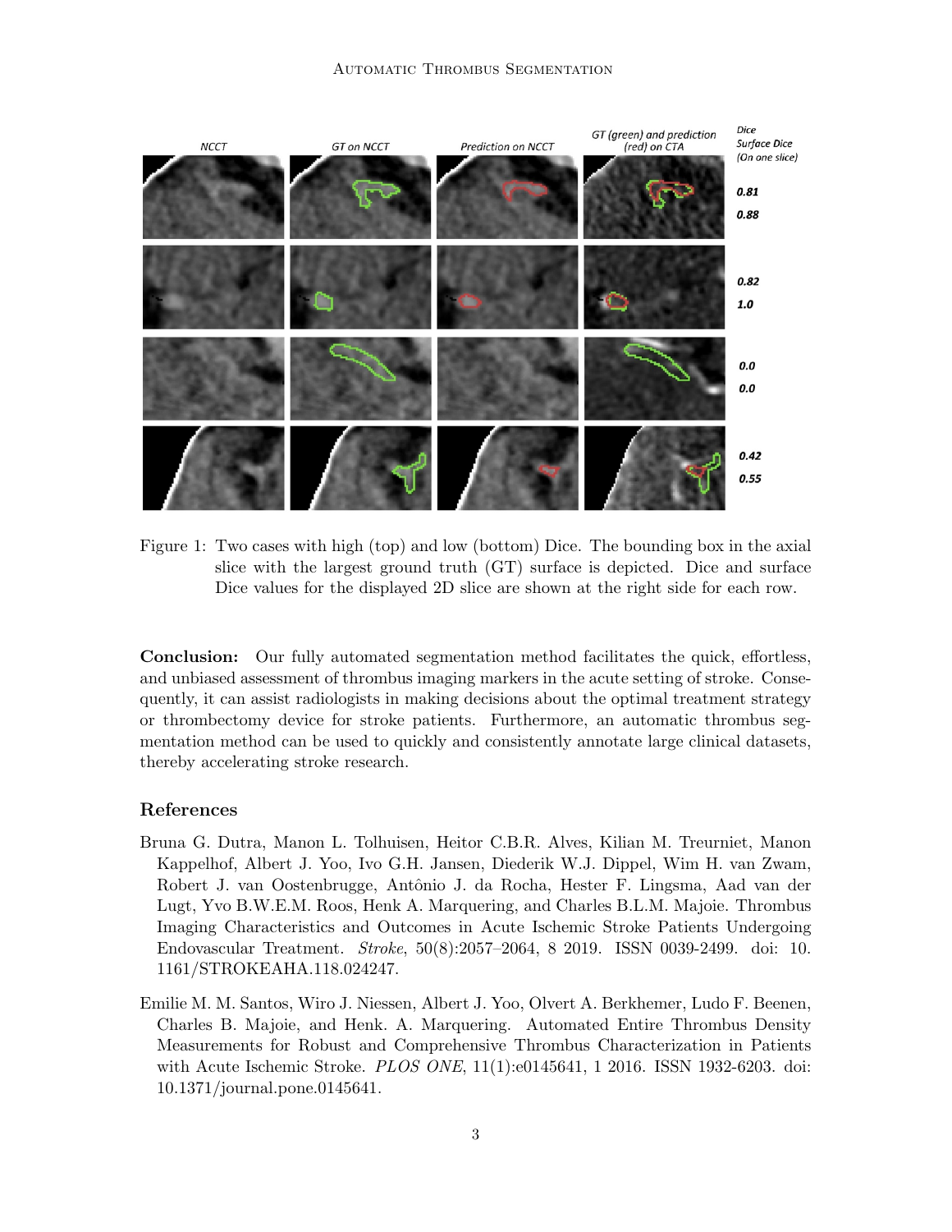NCCT

GT on NCCT

Prediction on NCCT

GT (green) and prediction (red) on CTA

Dice
Surface Dice
(On one slice)

0.81
0.88

0.82
1.0

0.0
0.0

0.42
0.55

Figure 1: Two cases with high (top) and low (bottom) Dice. The bounding box in the axial slice with the largest ground truth (GT) surface is depicted. Dice and surface Dice values for the displayed 2D slice are shown at the right side for each row.

**Conclusion:** Our fully automated segmentation method facilitates the quick, effortless, and unbiased assessment of thrombus imaging markers in the acute setting of stroke. Consequently, it can assist radiologists in making decisions about the optimal treatment strategy or thrombectomy device for stroke patients. Furthermore, an automatic thrombus segmentation method can be used to quickly and consistently annotate large clinical datasets, thereby accelerating stroke research.

## References

Bruna G. Dutra, Manon L. Tolhuisen, Heitor C.B.R. Alves, Kilian M. Treurniet, Manon Kappelhof, Albert J. Yoo, Ivo G.H. Jansen, Diederik W.J. Dippel, Wim H. van Zwam, Robert J. van Oostenbrugge, Antônio J. da Rocha, Hester F. Lingsma, Aad van der Lugt, Yvo B.W.E.M. Roos, Henk A. Marquering, and Charles B.L.M. Majoie. Thrombus Imaging Characteristics and Outcomes in Acute Ischemic Stroke Patients Undergoing Endovascular Treatment. *Stroke*, 50(8):2057–2064, 8 2019. ISSN 0039-2499. doi: 10.1161/STROKEAHA.118.024247.

Emilie M. M. Santos, Wiro J. Niessen, Albert J. Yoo, Olvert A. Berkhemer, Ludo F. Beenen, Charles B. Majoie, and Henk. A. Marquering. Automated Entire Thrombus Density Measurements for Robust and Comprehensive Thrombus Characterization in Patients with Acute Ischemic Stroke. *PLOS ONE*, 11(1):e0145641, 1 2016. ISSN 1932-6203. doi: 10.1371/journal.pone.0145641.